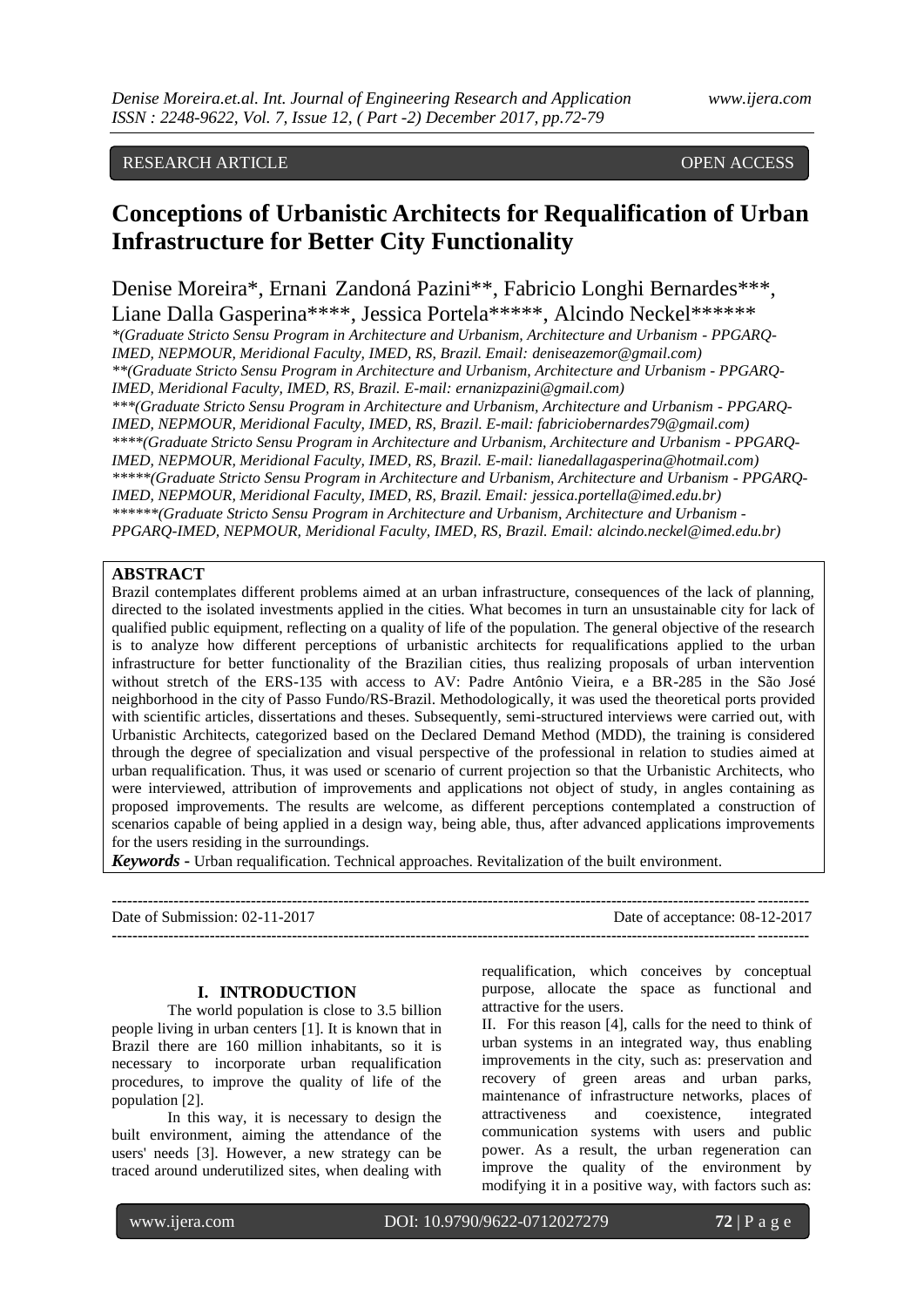RESEARCH ARTICLE OPEN ACCESS

# Conceptions of Urbanistic Architects for Requalification of Urban Infrastructure for Better City Functionality

Denise Moreira*, Ernani Zandoná Pazini**, Fabricio Longhi Bernardes***, Liane Dalla Gasperina****, Jessica Portela*****, Alcindo Neckel******

*(Graduate Stricto Sensu Program in Architecture and Urbanism, Architecture and Urbanism - PPGARQ-IMED, NEPMOUR, Meridional Faculty, IMED, RS, Brazil. Email: deniseazemor@gmail.com)

**(Graduate Stricto Sensu Program in Architecture and Urbanism, Architecture and Urbanism - PPGARQ-IMED, Meridional Faculty, IMED, RS, Brazil. E-mail: ernanizpazini@gmail.com)

***(Graduate Stricto Sensu Program in Architecture and Urbanism, Architecture and Urbanism - PPGARQ-IMED, NEPMOUR, Meridional Faculty, IMED, RS, Brazil. E-mail: fabriciobernardes79@gmail.com)

****(Graduate Stricto Sensu Program in Architecture and Urbanism, Architecture and Urbanism - PPGARQ-IMED, NEPMOUR, Meridional Faculty, IMED, RS, Brazil. E-mail: lianedallagasperina@hotmail.com)

*****(Graduate Stricto Sensu Program in Architecture and Urbanism, Architecture and Urbanism - PPGARQ-IMED, NEPMOUR, Meridional Faculty, IMED, RS, Brazil. Email: jessica.portella@imed.edu.br)

******(Graduate Stricto Sensu Program in Architecture and Urbanism, Architecture and Urbanism - PPGARQ-IMED, NEPMOUR, Meridional Faculty, IMED, RS, Brazil. Email: alcindo.neckel@imed.edu.br)

## ABSTRACT

Brazil contemplates different problems aimed at an urban infrastructure, consequences of the lack of planning, directed to the isolated investments applied in the cities. What becomes in turn an unsustainable city for lack of qualified public equipment, reflecting on a quality of life of the population. The general objective of the research is to analyze how different perceptions of urbanistic architects for requalifications applied to the urban infrastructure for better functionality of the Brazilian cities, thus realizing proposals of urban intervention without stretch of the ERS-135 with access to AV: Padre Antônio Vieira, e a BR-285 in the São José neighborhood in the city of Passo Fundo/RS-Brazil. Methodologically, it was used the theoretical ports provided with scientific articles, dissertations and theses. Subsequently, semi-structured interviews were carried out, with Urbanistic Architects, categorized based on the Declared Demand Method (MDD), the training is considered through the degree of specialization and visual perspective of the professional in relation to studies aimed at urban requalification. Thus, it was used or scenario of current projection so that the Urbanistic Architects, who were interviewed, attribution of improvements and applications not object of study, in angles containing as proposed improvements. The results are welcome, as different perceptions contemplated a construction of scenarios capable of being applied in a design way, being able, thus, after advanced applications improvements for the users residing in the surroundings.

***Keywords* -** Urban requalification. Technical approaches. Revitalization of the built environment.

Date of Submission: 02-11-2017 Date of acceptance: 08-12-2017

## I. INTRODUCTION

The world population is close to 3.5 billion people living in urban centers [1]. It is known that in Brazil there are 160 million inhabitants, so it is necessary to incorporate urban requalification procedures, to improve the quality of life of the population [2].

In this way, it is necessary to design the built environment, aiming the attendance of the users' needs [3]. However, a new strategy can be traced around underutilized sites, when dealing with requalification, which conceives by conceptual purpose, allocate the space as functional and attractive for the users.

II. For this reason [4], calls for the need to think of urban systems in an integrated way, thus enabling improvements in the city, such as: preservation and recovery of green areas and urban parks, maintenance of infrastructure networks, places of attractiveness and coexistence, integrated communication systems with users and public power. As a result, the urban regeneration can improve the quality of the environment by modifying it in a positive way, with factors such as: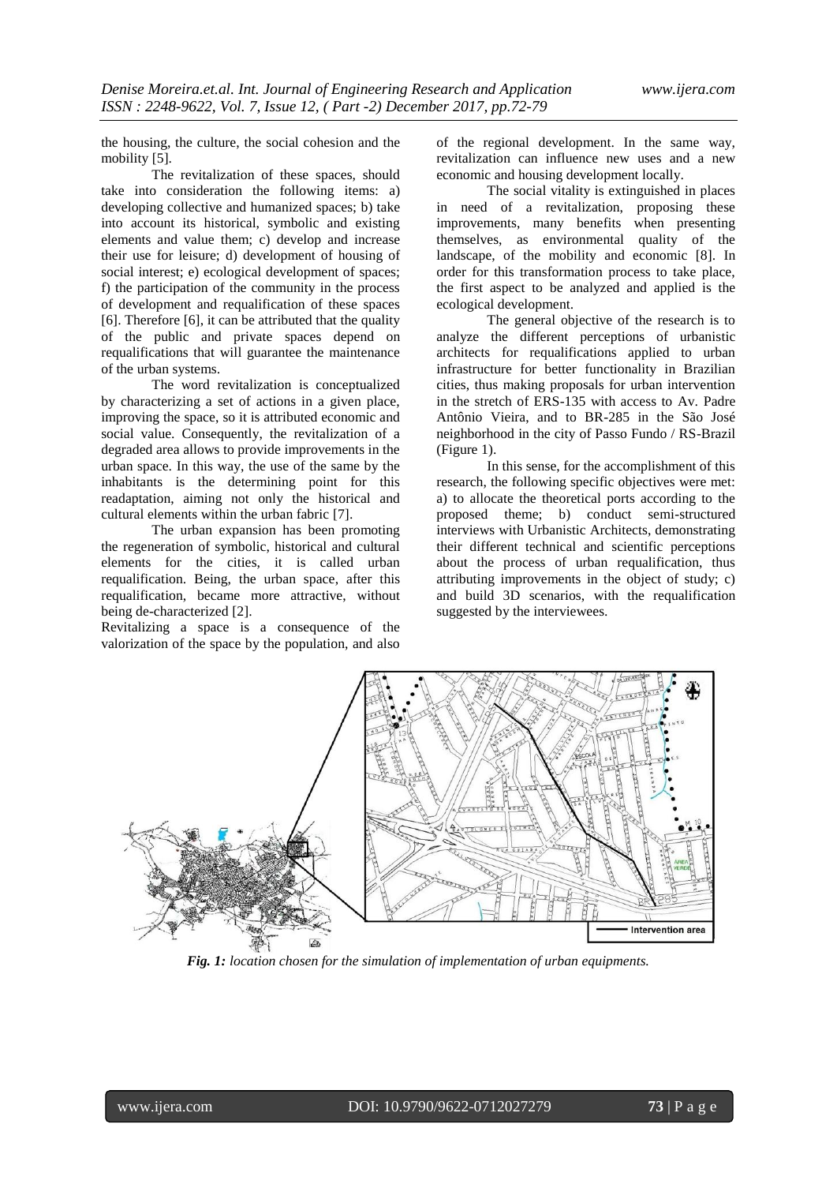the housing, the culture, the social cohesion and the mobility [5].

The revitalization of these spaces, should take into consideration the following items: a) developing collective and humanized spaces; b) take into account its historical, symbolic and existing elements and value them; c) develop and increase their use for leisure; d) development of housing of social interest; e) ecological development of spaces; f) the participation of the community in the process of development and requalification of these spaces [6]. Therefore [6], it can be attributed that the quality of the public and private spaces depend on requalifications that will guarantee the maintenance of the urban systems.

The word revitalization is conceptualized by characterizing a set of actions in a given place, improving the space, so it is attributed economic and social value. Consequently, the revitalization of a degraded area allows to provide improvements in the urban space. In this way, the use of the same by the inhabitants is the determining point for this readaptation, aiming not only the historical and cultural elements within the urban fabric [7].

The urban expansion has been promoting the regeneration of symbolic, historical and cultural elements for the cities, it is called urban requalification. Being, the urban space, after this requalification, became more attractive, without being de-characterized [2].

Revitalizing a space is a consequence of the valorization of the space by the population, and also of the regional development. In the same way, revitalization can influence new uses and a new economic and housing development locally.

The social vitality is extinguished in places in need of a revitalization, proposing these improvements, many benefits when presenting themselves, as environmental quality of the landscape, of the mobility and economic [8]. In order for this transformation process to take place, the first aspect to be analyzed and applied is the ecological development.

The general objective of the research is to analyze the different perceptions of urbanistic architects for requalifications applied to urban infrastructure for better functionality in Brazilian cities, thus making proposals for urban intervention in the stretch of ERS-135 with access to Av. Padre Antônio Vieira, and to BR-285 in the São José neighborhood in the city of Passo Fundo / RS-Brazil (Figure 1).

In this sense, for the accomplishment of this research, the following specific objectives were met: a) to allocate the theoretical ports according to the proposed theme; b) conduct semi-structured interviews with Urbanistic Architects, demonstrating their different technical and scientific perceptions about the process of urban requalification, thus attributing improvements in the object of study; c) and build 3D scenarios, with the requalification suggested by the interviewees.

***Fig. 1:*** *location chosen for the simulation of implementation of urban equipments.*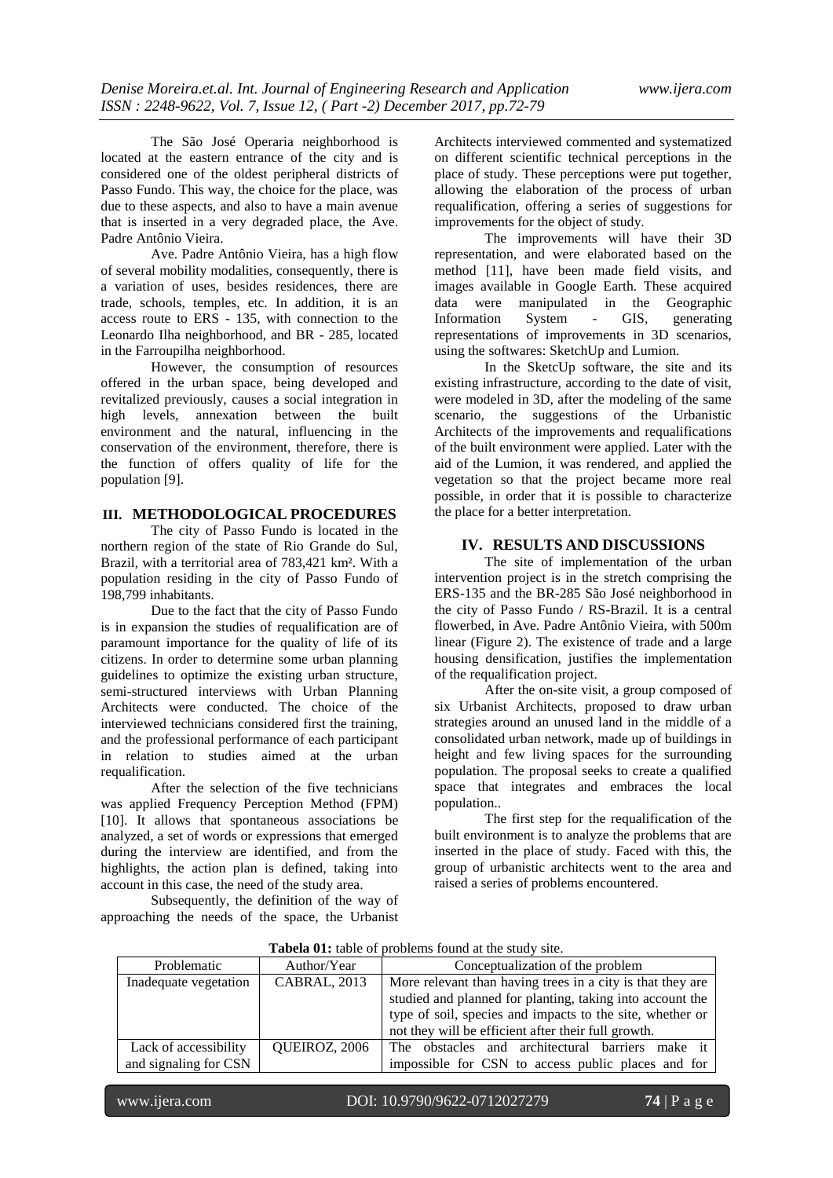The São José Operaria neighborhood is located at the eastern entrance of the city and is considered one of the oldest peripheral districts of Passo Fundo. This way, the choice for the place, was due to these aspects, and also to have a main avenue that is inserted in a very degraded place, the Ave. Padre Antônio Vieira.

Ave. Padre Antônio Vieira, has a high flow of several mobility modalities, consequently, there is a variation of uses, besides residences, there are trade, schools, temples, etc. In addition, it is an access route to ERS - 135, with connection to the Leonardo Ilha neighborhood, and BR - 285, located in the Farroupilha neighborhood.

However, the consumption of resources offered in the urban space, being developed and revitalized previously, causes a social integration in high levels, annexation between the built environment and the natural, influencing in the conservation of the environment, therefore, there is the function of offers quality of life for the population [9].

## III. METHODOLOGICAL PROCEDURES

The city of Passo Fundo is located in the northern region of the state of Rio Grande do Sul, Brazil, with a territorial area of 783,421 km². With a population residing in the city of Passo Fundo of 198,799 inhabitants.

Due to the fact that the city of Passo Fundo is in expansion the studies of requalification are of paramount importance for the quality of life of its citizens. In order to determine some urban planning guidelines to optimize the existing urban structure, semi-structured interviews with Urban Planning Architects were conducted. The choice of the interviewed technicians considered first the training, and the professional performance of each participant in relation to studies aimed at the urban requalification.

After the selection of the five technicians was applied Frequency Perception Method (FPM) [10]. It allows that spontaneous associations be analyzed, a set of words or expressions that emerged during the interview are identified, and from the highlights, the action plan is defined, taking into account in this case, the need of the study area.

Subsequently, the definition of the way of approaching the needs of the space, the Urbanist Architects interviewed commented and systematized on different scientific technical perceptions in the place of study. These perceptions were put together, allowing the elaboration of the process of urban requalification, offering a series of suggestions for improvements for the object of study.

The improvements will have their 3D representation, and were elaborated based on the method [11], have been made field visits, and images available in Google Earth. These acquired data were manipulated in the Geographic Information System - GIS, generating representations of improvements in 3D scenarios, using the softwares: SketchUp and Lumion.

In the SketcUp software, the site and its existing infrastructure, according to the date of visit, were modeled in 3D, after the modeling of the same scenario, the suggestions of the Urbanistic Architects of the improvements and requalifications of the built environment were applied. Later with the aid of the Lumion, it was rendered, and applied the vegetation so that the project became more real possible, in order that it is possible to characterize the place for a better interpretation.

## IV. RESULTS AND DISCUSSIONS

The site of implementation of the urban intervention project is in the stretch comprising the ERS-135 and the BR-285 São José neighborhood in the city of Passo Fundo / RS-Brazil. It is a central flowerbed, in Ave. Padre Antônio Vieira, with 500m linear (Figure 2). The existence of trade and a large housing densification, justifies the implementation of the requalification project.

After the on-site visit, a group composed of six Urbanist Architects, proposed to draw urban strategies around an unused land in the middle of a consolidated urban network, made up of buildings in height and few living spaces for the surrounding population. The proposal seeks to create a qualified space that integrates and embraces the local population..

The first step for the requalification of the built environment is to analyze the problems that are inserted in the place of study. Faced with this, the group of urbanistic architects went to the area and raised a series of problems encountered.

**Tabela 01:** table of problems found at the study site.

| Problematic | Author/Year | Conceptualization of the problem |
|---|---|---|
| Inadequate vegetation | CABRAL, 2013 | More relevant than having trees in a city is that they are studied and planned for planting, taking into account the type of soil, species and impacts to the site, whether or not they will be efficient after their full growth. |
| Lack of accessibility and signaling for CSN | QUEIROZ, 2006 | The obstacles and architectural barriers make it impossible for CSN to access public places and for |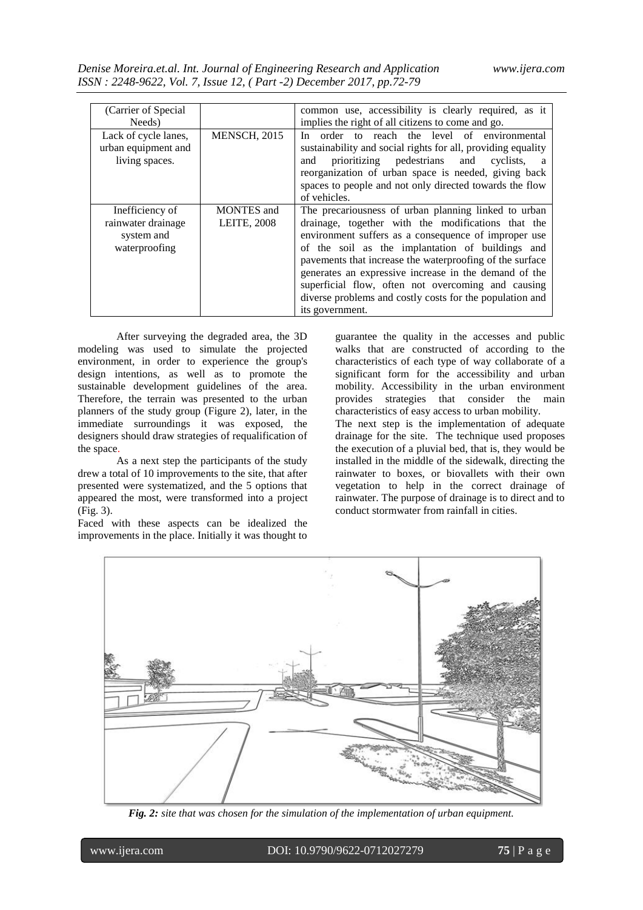| (Carrier of Special Needs) | | common use, accessibility is clearly required, as it implies the right of all citizens to come and go. |
| --- | --- | --- |
| Lack of cycle lanes, urban equipment and living spaces. | MENSCH, 2015 | In order to reach the level of environmental sustainability and social rights for all, providing equality and prioritizing pedestrians and cyclists, a reorganization of urban space is needed, giving back spaces to people and not only directed towards the flow of vehicles. |
| Inefficiency of rainwater drainage system and waterproofing | MONTES and LEITE, 2008 | The precariousness of urban planning linked to urban drainage, together with the modifications that the environment suffers as a consequence of improper use of the soil as the implantation of buildings and pavements that increase the waterproofing of the surface generates an expressive increase in the demand of the superficial flow, often not overcoming and causing diverse problems and costly costs for the population and its government. |

After surveying the degraded area, the 3D modeling was used to simulate the projected environment, in order to experience the group's design intentions, as well as to promote the sustainable development guidelines of the area. Therefore, the terrain was presented to the urban planners of the study group (Figure 2), later, in the immediate surroundings it was exposed, the designers should draw strategies of requalification of the space.

As a next step the participants of the study drew a total of 10 improvements to the site, that after presented were systematized, and the 5 options that appeared the most, were transformed into a project (Fig. 3).

Faced with these aspects can be idealized the improvements in the place. Initially it was thought to guarantee the quality in the accesses and public walks that are constructed of according to the characteristics of each type of way collaborate of a significant form for the accessibility and urban mobility. Accessibility in the urban environment provides strategies that consider the main characteristics of easy access to urban mobility.

The next step is the implementation of adequate drainage for the site. The technique used proposes the execution of a pluvial bed, that is, they would be installed in the middle of the sidewalk, directing the rainwater to boxes, or biovallets with their own vegetation to help in the correct drainage of rainwater. The purpose of drainage is to direct and to conduct stormwater from rainfall in cities.

***Fig. 2:*** *site that was chosen for the simulation of the implementation of urban equipment.*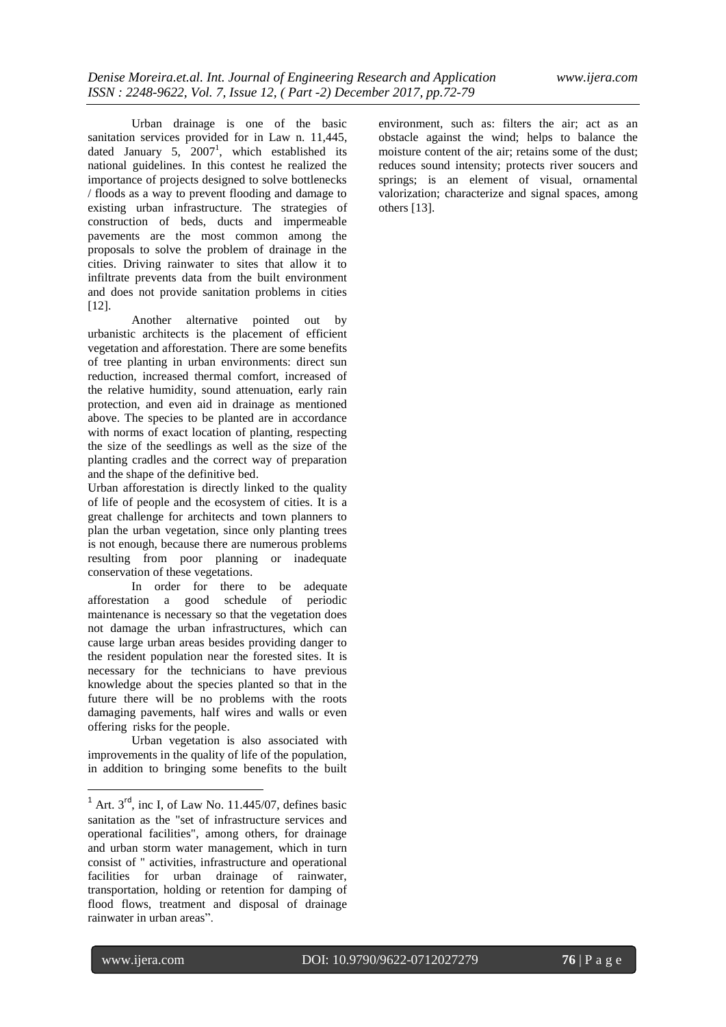Urban drainage is one of the basic sanitation services provided for in Law n. 11,445, dated January 5, 2007[1], which established its national guidelines. In this contest he realized the importance of projects designed to solve bottlenecks / floods as a way to prevent flooding and damage to existing urban infrastructure. The strategies of construction of beds, ducts and impermeable pavements are the most common among the proposals to solve the problem of drainage in the cities. Driving rainwater to sites that allow it to infiltrate prevents data from the built environment and does not provide sanitation problems in cities [12].

Another alternative pointed out by urbanistic architects is the placement of efficient vegetation and afforestation. There are some benefits of tree planting in urban environments: direct sun reduction, increased thermal comfort, increased of the relative humidity, sound attenuation, early rain protection, and even aid in drainage as mentioned above. The species to be planted are in accordance with norms of exact location of planting, respecting the size of the seedlings as well as the size of the planting cradles and the correct way of preparation and the shape of the definitive bed.

Urban afforestation is directly linked to the quality of life of people and the ecosystem of cities. It is a great challenge for architects and town planners to plan the urban vegetation, since only planting trees is not enough, because there are numerous problems resulting from poor planning or inadequate conservation of these vegetations.

In order for there to be adequate afforestation a good schedule of periodic maintenance is necessary so that the vegetation does not damage the urban infrastructures, which can cause large urban areas besides providing danger to the resident population near the forested sites. It is necessary for the technicians to have previous knowledge about the species planted so that in the future there will be no problems with the roots damaging pavements, half wires and walls or even offering risks for the people.

Urban vegetation is also associated with improvements in the quality of life of the population, in addition to bringing some benefits to the built environment, such as: filters the air; act as an obstacle against the wind; helps to balance the moisture content of the air; retains some of the dust; reduces sound intensity; protects river soucers and springs; is an element of visual, ornamental valorization; characterize and signal spaces, among others [13].

---

[1] Art. 3rd, inc I, of Law No. 11.445/07, defines basic sanitation as the "set of infrastructure services and operational facilities", among others, for drainage and urban storm water management, which in turn consist of " activities, infrastructure and operational facilities for urban drainage of rainwater, transportation, holding or retention for damping of flood flows, treatment and disposal of drainage rainwater in urban areas".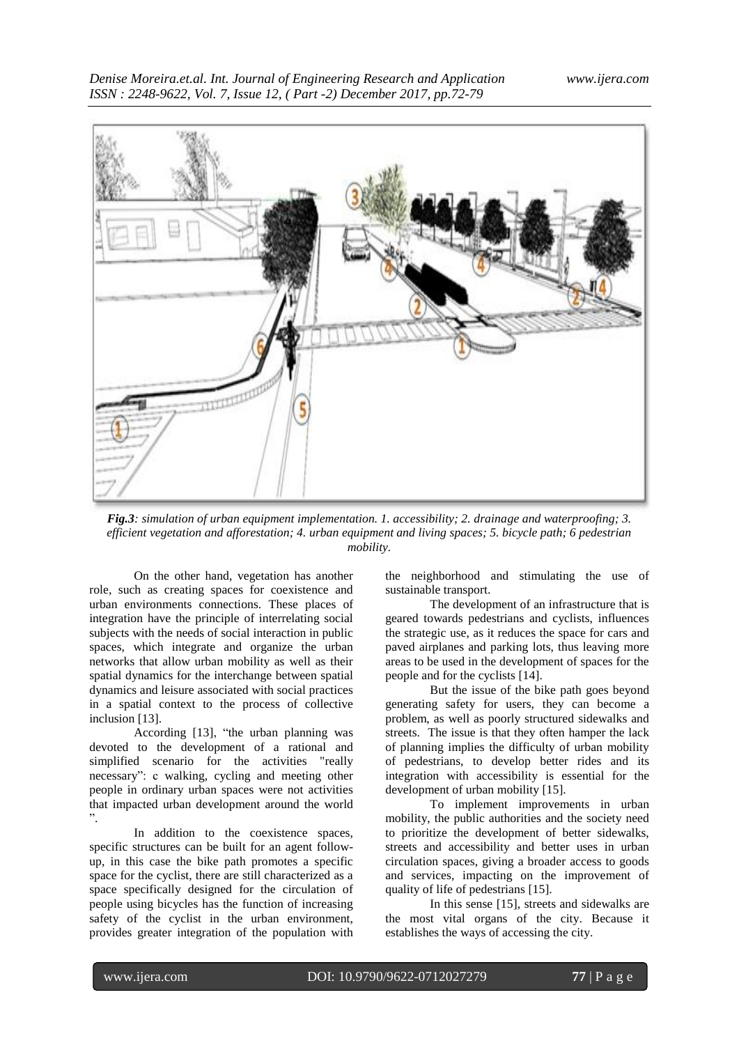*Fig.3: simulation of urban equipment implementation. 1. accessibility; 2. drainage and waterproofing; 3. efficient vegetation and afforestation; 4. urban equipment and living spaces; 5. bicycle path; 6 pedestrian mobility.*

On the other hand, vegetation has another role, such as creating spaces for coexistence and urban environments connections. These places of integration have the principle of interrelating social subjects with the needs of social interaction in public spaces, which integrate and organize the urban networks that allow urban mobility as well as their spatial dynamics for the interchange between spatial dynamics and leisure associated with social practices in a spatial context to the process of collective inclusion [13].

According [13], "the urban planning was devoted to the development of a rational and simplified scenario for the activities "really necessary": c walking, cycling and meeting other people in ordinary urban spaces were not activities that impacted urban development around the world ".

In addition to the coexistence spaces, specific structures can be built for an agent follow-up, in this case the bike path promotes a specific space for the cyclist, there are still characterized as a space specifically designed for the circulation of people using bicycles has the function of increasing safety of the cyclist in the urban environment, provides greater integration of the population with the neighborhood and stimulating the use of sustainable transport.

The development of an infrastructure that is geared towards pedestrians and cyclists, influences the strategic use, as it reduces the space for cars and paved airplanes and parking lots, thus leaving more areas to be used in the development of spaces for the people and for the cyclists [14].

But the issue of the bike path goes beyond generating safety for users, they can become a problem, as well as poorly structured sidewalks and streets. The issue is that they often hamper the lack of planning implies the difficulty of urban mobility of pedestrians, to develop better rides and its integration with accessibility is essential for the development of urban mobility [15].

To implement improvements in urban mobility, the public authorities and the society need to prioritize the development of better sidewalks, streets and accessibility and better uses in urban circulation spaces, giving a broader access to goods and services, impacting on the improvement of quality of life of pedestrians [15].

In this sense [15], streets and sidewalks are the most vital organs of the city. Because it establishes the ways of accessing the city.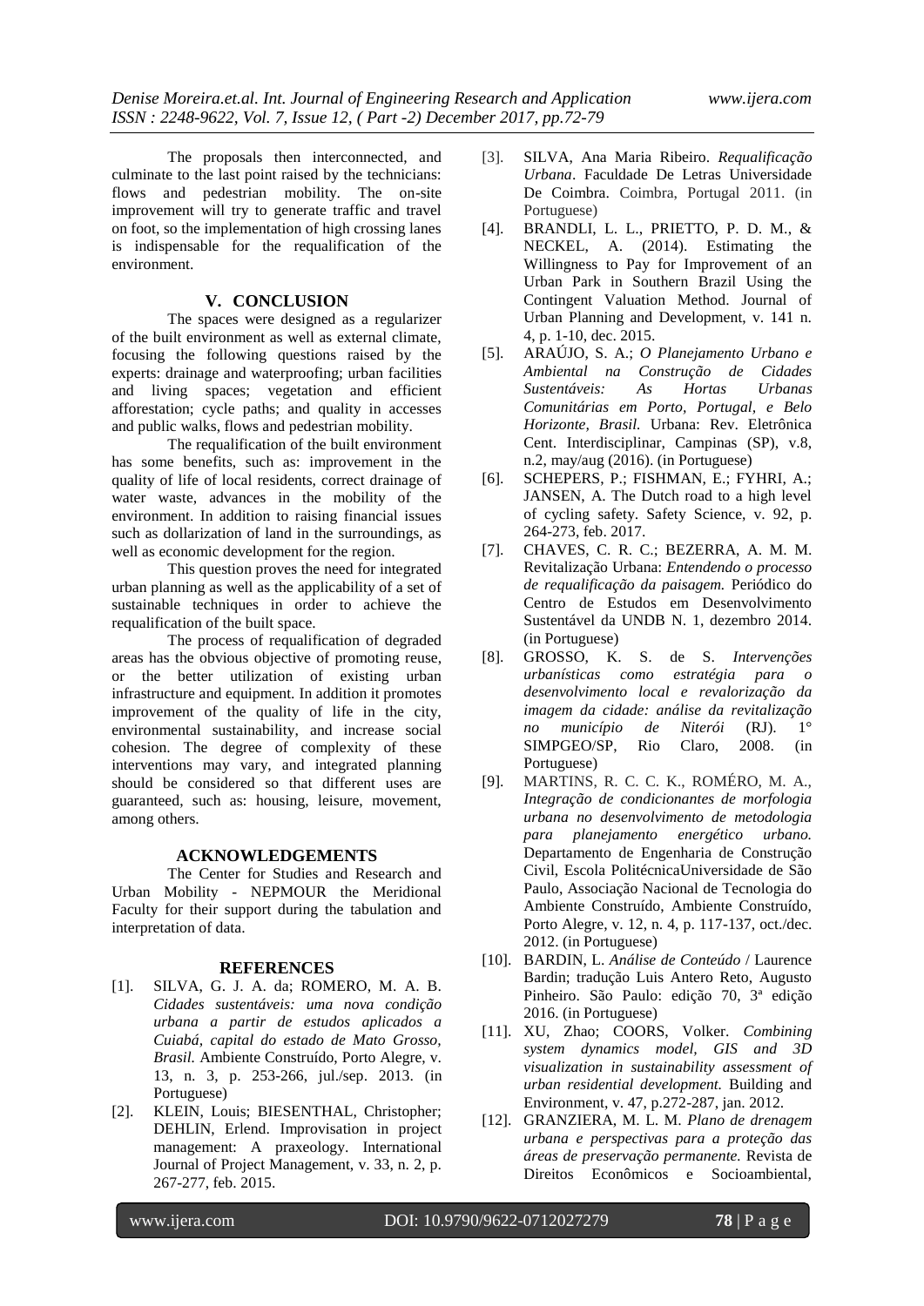The proposals then interconnected, and culminate to the last point raised by the technicians: flows and pedestrian mobility. The on-site improvement will try to generate traffic and travel on foot, so the implementation of high crossing lanes is indispensable for the requalification of the environment.

## V. CONCLUSION

The spaces were designed as a regularizer of the built environment as well as external climate, focusing the following questions raised by the experts: drainage and waterproofing; urban facilities and living spaces; vegetation and efficient afforestation; cycle paths; and quality in accesses and public walks, flows and pedestrian mobility.

The requalification of the built environment has some benefits, such as: improvement in the quality of life of local residents, correct drainage of water waste, advances in the mobility of the environment. In addition to raising financial issues such as dollarization of land in the surroundings, as well as economic development for the region.

This question proves the need for integrated urban planning as well as the applicability of a set of sustainable techniques in order to achieve the requalification of the built space.

The process of requalification of degraded areas has the obvious objective of promoting reuse, or the better utilization of existing urban infrastructure and equipment. In addition it promotes improvement of the quality of life in the city, environmental sustainability, and increase social cohesion. The degree of complexity of these interventions may vary, and integrated planning should be considered so that different uses are guaranteed, such as: housing, leisure, movement, among others.

## ACKNOWLEDGEMENTS

The Center for Studies and Research and Urban Mobility - NEPMOUR the Meridional Faculty for their support during the tabulation and interpretation of data.

## REFERENCES

[1]. SILVA, G. J. A. da; ROMERO, M. A. B. *Cidades sustentáveis: uma nova condição urbana a partir de estudos aplicados a Cuiabá, capital do estado de Mato Grosso, Brasil.* Ambiente Construído, Porto Alegre, v. 13, n. 3, p. 253-266, jul./sep. 2013. (in Portuguese)

[2]. KLEIN, Louis; BIESENTHAL, Christopher; DEHLIN, Erlend. Improvisation in project management: A praxeology. International Journal of Project Management, v. 33, n. 2, p. 267-277, feb. 2015.

[3]. SILVA, Ana Maria Ribeiro. *Requalificação Urbana*. Faculdade De Letras Universidade De Coimbra. Coimbra, Portugal 2011. (in Portuguese)

[4]. BRANDLI, L. L., PRIETTO, P. D. M., & NECKEL, A. (2014). Estimating the Willingness to Pay for Improvement of an Urban Park in Southern Brazil Using the Contingent Valuation Method. Journal of Urban Planning and Development, v. 141 n. 4, p. 1-10, dec. 2015.

[5]. ARAÚJO, S. A.; *O Planejamento Urbano e Ambiental na Construção de Cidades Sustentáveis: As Hortas Urbanas Comunitárias em Porto, Portugal, e Belo Horizonte, Brasil.* Urbana: Rev. Eletrônica Cent. Interdisciplinar, Campinas (SP), v.8, n.2, may/aug (2016). (in Portuguese)

[6]. SCHEPERS, P.; FISHMAN, E.; FYHRI, A.; JANSEN, A. The Dutch road to a high level of cycling safety. Safety Science, v. 92, p. 264-273, feb. 2017.

[7]. CHAVES, C. R. C.; BEZERRA, A. M. M. Revitalização Urbana: *Entendendo o processo de requalificação da paisagem.* Periódico do Centro de Estudos em Desenvolvimento Sustentável da UNDB N. 1, dezembro 2014. (in Portuguese)

[8]. GROSSO, K. S. de S. *Intervenções urbanísticas como estratégia para o desenvolvimento local e revalorização da imagem da cidade: análise da revitalização no município de Niterói* (RJ). 1° SIMPGEO/SP, Rio Claro, 2008. (in Portuguese)

[9]. MARTINS, R. C. C. K., ROMÉRO, M. A., *Integração de condicionantes de morfologia urbana no desenvolvimento de metodologia para planejamento energético urbano.* Departamento de Engenharia de Construção Civil, Escola PolitécnicaUniversidade de São Paulo, Associação Nacional de Tecnologia do Ambiente Construído, Ambiente Construído, Porto Alegre, v. 12, n. 4, p. 117-137, oct./dec. 2012. (in Portuguese)

[10]. BARDIN, L. *Análise de Conteúdo* / Laurence Bardin; tradução Luis Antero Reto, Augusto Pinheiro. São Paulo: edição 70, 3ª edição 2016. (in Portuguese)

[11]. XU, Zhao; COORS, Volker. *Combining system dynamics model, GIS and 3D visualization in sustainability assessment of urban residential development.* Building and Environment, v. 47, p.272-287, jan. 2012.

[12]. GRANZIERA, M. L. M. *Plano de drenagem urbana e perspectivas para a proteção das áreas de preservação permanente.* Revista de Direitos Econômicos e Socioambiental,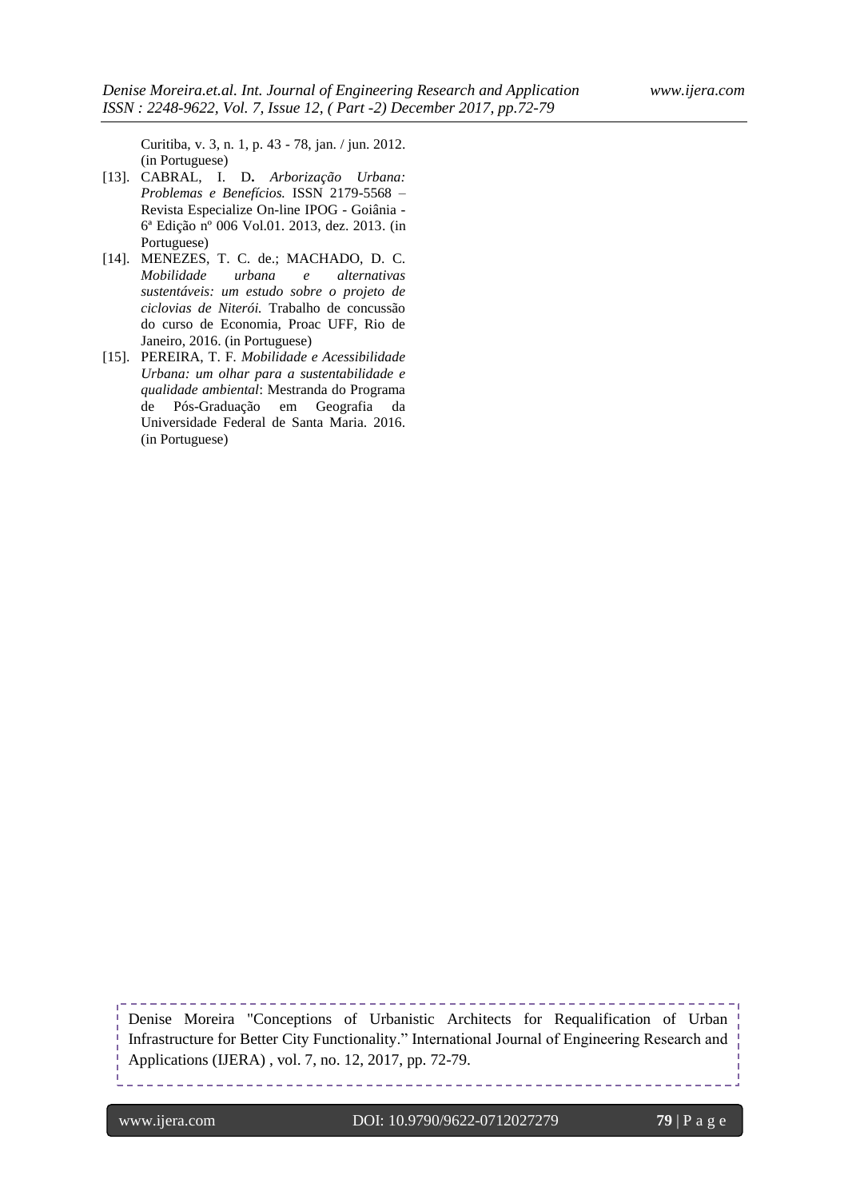Curitiba, v. 3, n. 1, p. 43 - 78, jan. / jun. 2012. (in Portuguese)

[13]. CABRAL, I. D**.** *Arborização Urbana: Problemas e Benefícios.* ISSN 2179-5568 – Revista Especialize On-line IPOG - Goiânia - 6ª Edição nº 006 Vol.01. 2013, dez. 2013. (in Portuguese)

[14]. MENEZES, T. C. de.; MACHADO, D. C. *Mobilidade urbana e alternativas sustentáveis: um estudo sobre o projeto de ciclovias de Niterói.* Trabalho de concussão do curso de Economia, Proac UFF, Rio de Janeiro, 2016. (in Portuguese)

[15]. PEREIRA, T. F. *Mobilidade e Acessibilidade Urbana: um olhar para a sustentabilidade e qualidade ambiental*: Mestranda do Programa de Pós-Graduação em Geografia da Universidade Federal de Santa Maria. 2016. (in Portuguese)

Denise Moreira "Conceptions of Urbanistic Architects for Requalification of Urban Infrastructure for Better City Functionality." International Journal of Engineering Research and Applications (IJERA) , vol. 7, no. 12, 2017, pp. 72-79.